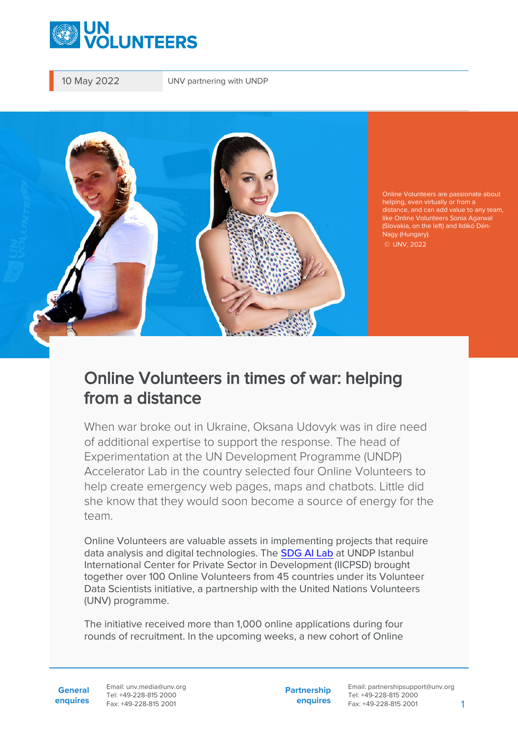10 May 2022

UNV partnering with UNDP

Online Volunteers are passionate about helping, even virtually or from a distance, and can add value to any team, like Online Volunteers Sonia Agarwal (Slovakia, on the left) and Ildikó Dén-Nagy (Hungary).
© UNV, 2022

# Online Volunteers in times of war: helping from a distance

When war broke out in Ukraine, Oksana Udovyk was in dire need of additional expertise to support the response. The head of Experimentation at the UN Development Programme (UNDP) Accelerator Lab in the country selected four Online Volunteers to help create emergency web pages, maps and chatbots. Little did she know that they would soon become a source of energy for the team.

Online Volunteers are valuable assets in implementing projects that require data analysis and digital technologies. The SDG AI Lab at UNDP Istanbul International Center for Private Sector in Development (IICPSD) brought together over 100 Online Volunteers from 45 countries under its Volunteer Data Scientists initiative, a partnership with the United Nations Volunteers (UNV) programme.

The initiative received more than 1,000 online applications during four rounds of recruitment. In the upcoming weeks, a new cohort of Online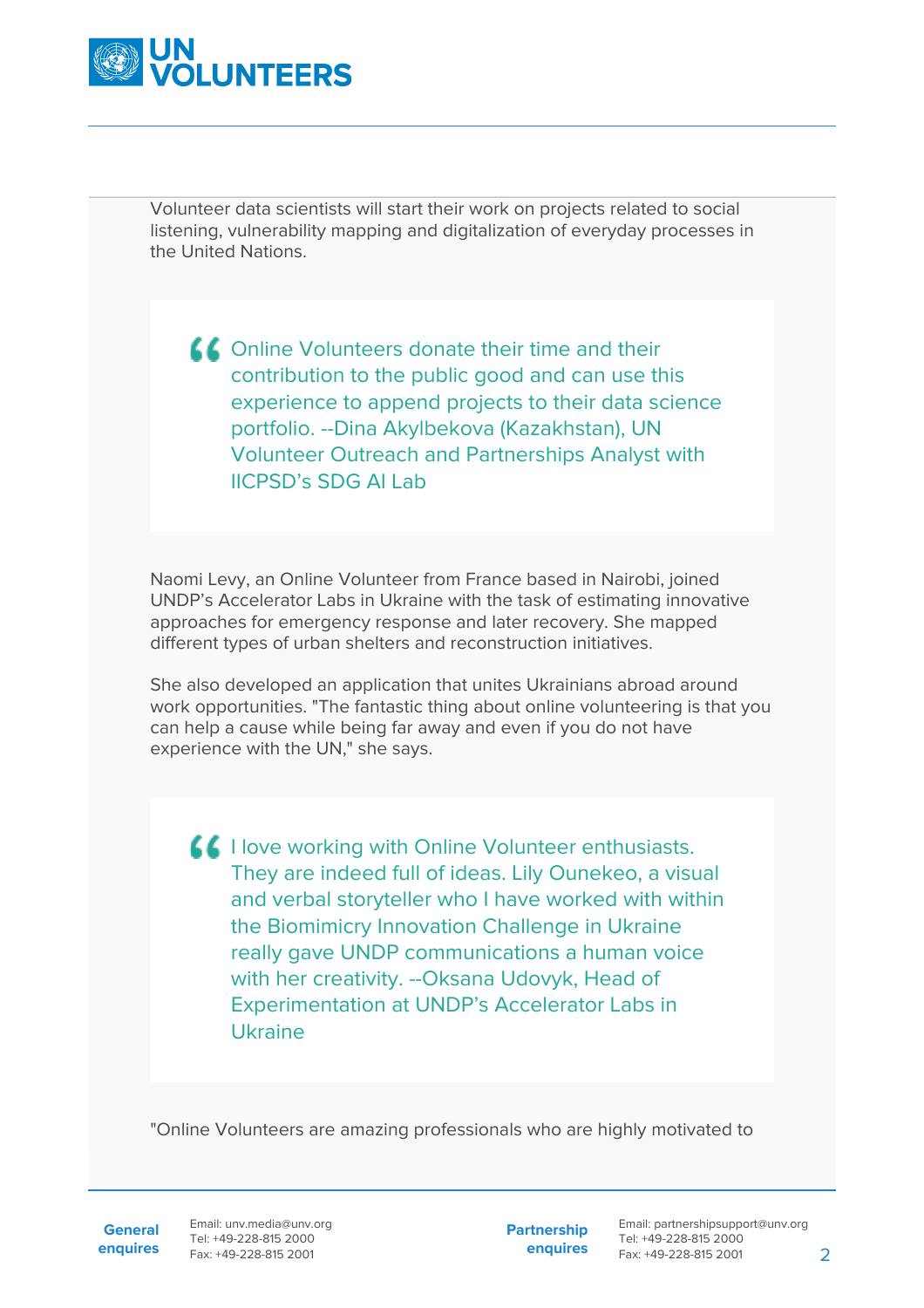Volunteer data scientists will start their work on projects related to social listening, vulnerability mapping and digitalization of everyday processes in the United Nations.

> Online Volunteers donate their time and their contribution to the public good and can use this experience to append projects to their data science portfolio. --Dina Akylbekova (Kazakhstan), UN Volunteer Outreach and Partnerships Analyst with IICPSD's SDG AI Lab

Naomi Levy, an Online Volunteer from France based in Nairobi, joined UNDP's Accelerator Labs in Ukraine with the task of estimating innovative approaches for emergency response and later recovery. She mapped different types of urban shelters and reconstruction initiatives.

She also developed an application that unites Ukrainians abroad around work opportunities. "The fantastic thing about online volunteering is that you can help a cause while being far away and even if you do not have experience with the UN," she says.

> I love working with Online Volunteer enthusiasts. They are indeed full of ideas. Lily Ounekeo, a visual and verbal storyteller who I have worked with within the Biomimicry Innovation Challenge in Ukraine really gave UNDP communications a human voice with her creativity. --Oksana Udovyk, Head of Experimentation at UNDP's Accelerator Labs in Ukraine

"Online Volunteers are amazing professionals who are highly motivated to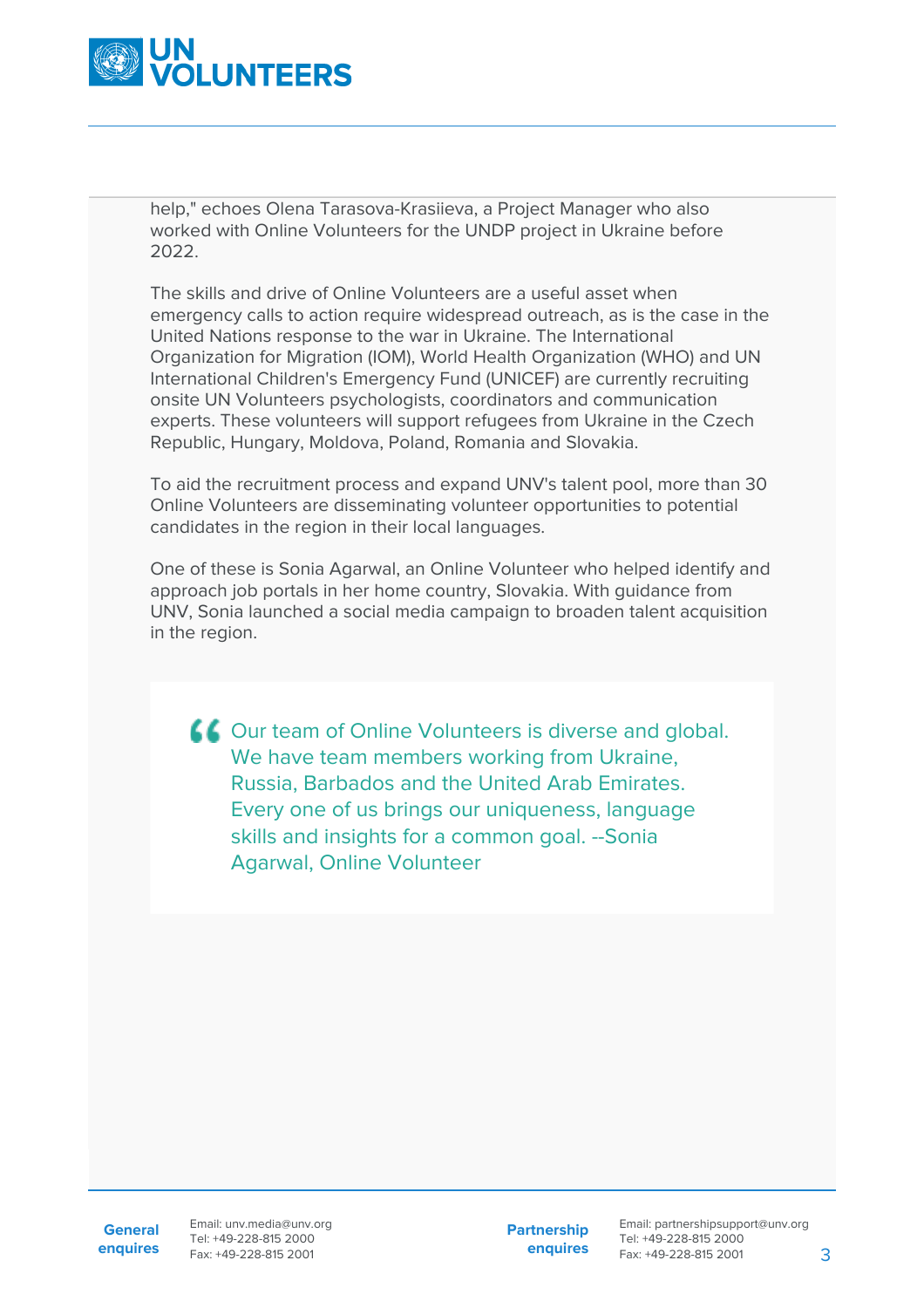help," echoes Olena Tarasova-Krasiieva, a Project Manager who also worked with Online Volunteers for the UNDP project in Ukraine before 2022.

The skills and drive of Online Volunteers are a useful asset when emergency calls to action require widespread outreach, as is the case in the United Nations response to the war in Ukraine. The International Organization for Migration (IOM), World Health Organization (WHO) and UN International Children's Emergency Fund (UNICEF) are currently recruiting onsite UN Volunteers psychologists, coordinators and communication experts. These volunteers will support refugees from Ukraine in the Czech Republic, Hungary, Moldova, Poland, Romania and Slovakia.

To aid the recruitment process and expand UNV's talent pool, more than 30 Online Volunteers are disseminating volunteer opportunities to potential candidates in the region in their local languages.

One of these is Sonia Agarwal, an Online Volunteer who helped identify and approach job portals in her home country, Slovakia. With guidance from UNV, Sonia launched a social media campaign to broaden talent acquisition in the region.

> Our team of Online Volunteers is diverse and global. We have team members working from Ukraine, Russia, Barbados and the United Arab Emirates. Every one of us brings our uniqueness, language skills and insights for a common goal. --Sonia Agarwal, Online Volunteer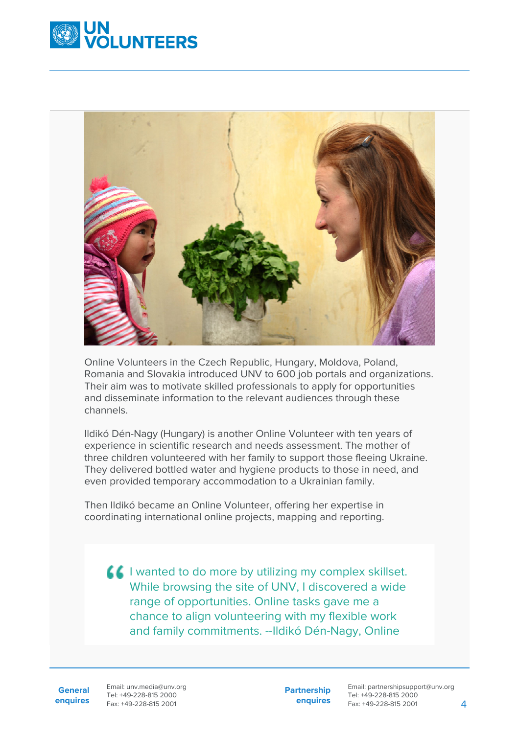Online Volunteers in the Czech Republic, Hungary, Moldova, Poland, Romania and Slovakia introduced UNV to 600 job portals and organizations. Their aim was to motivate skilled professionals to apply for opportunities and disseminate information to the relevant audiences through these channels.

Ildikó Dén-Nagy (Hungary) is another Online Volunteer with ten years of experience in scientific research and needs assessment. The mother of three children volunteered with her family to support those fleeing Ukraine. They delivered bottled water and hygiene products to those in need, and even provided temporary accommodation to a Ukrainian family.

Then Ildikó became an Online Volunteer, offering her expertise in coordinating international online projects, mapping and reporting.

> I wanted to do more by utilizing my complex skillset. While browsing the site of UNV, I discovered a wide range of opportunities. Online tasks gave me a chance to align volunteering with my flexible work and family commitments. --Ildikó Dén-Nagy, Online

**General enquires**
Email: unv.media@unv.org
Tel: +49-228-815 2000
Fax: +49-228-815 2001

**Partnership enquires**
Email: partnershipsupport@unv.org
Tel: +49-228-815 2000
Fax: +49-228-815 2001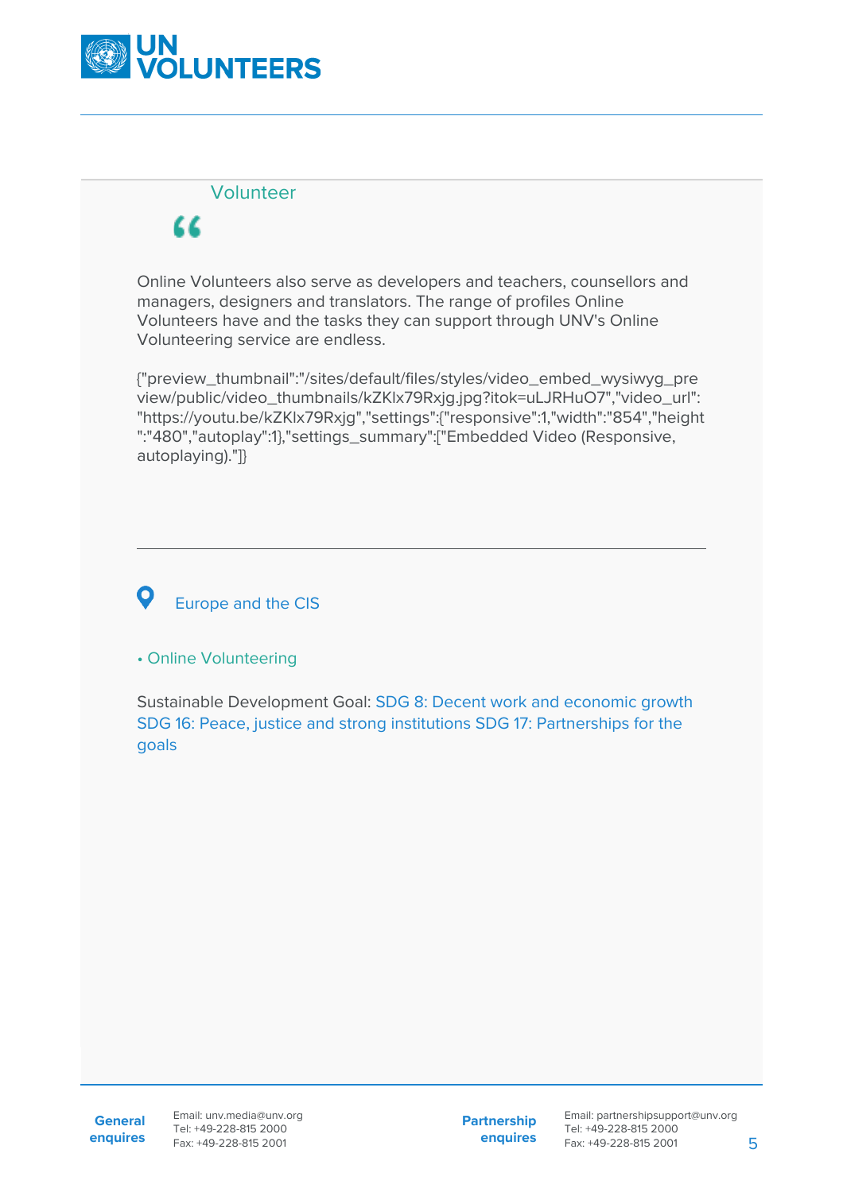Volunteer

“

Online Volunteers also serve as developers and teachers, counsellors and managers, designers and translators. The range of profiles Online Volunteers have and the tasks they can support through UNV's Online Volunteering service are endless.

{"preview_thumbnail":"/sites/default/files/styles/video_embed_wysiwyg_preview/public/video_thumbnails/kZKlx79Rxjg.jpg?itok=uLJRHuO7","video_url":"https://youtu.be/kZKlx79Rxjg","settings":{"responsive":1,"width":"854","height":"480","autoplay":1},"settings_summary":["Embedded Video (Responsive, autoplaying)."]}

---

Europe and the CIS

- Online Volunteering

Sustainable Development Goal: SDG 8: Decent work and economic growth SDG 16: Peace, justice and strong institutions SDG 17: Partnerships for the goals

**General enquires**
Email: unv.media@unv.org
Tel: +49-228-815 2000
Fax: +49-228-815 2001

**Partnership enquires**
Email: partnershipsupport@unv.org
Tel: +49-228-815 2000
Fax: +49-228-815 2001